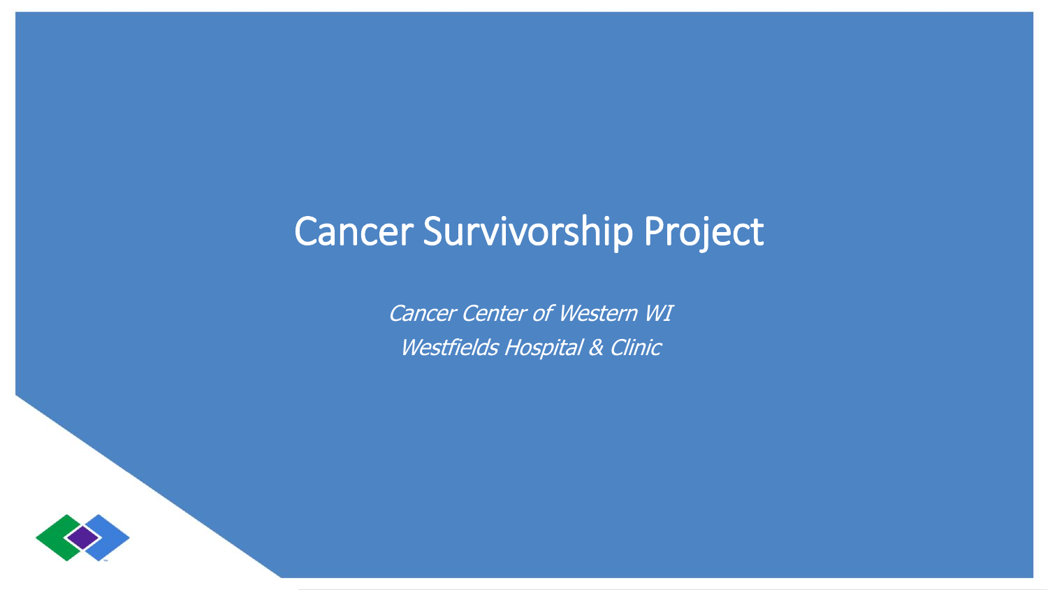# Cancer Survivorship Project

*Cancer Center of Western WI*

*Westfields Hospital & Clinic*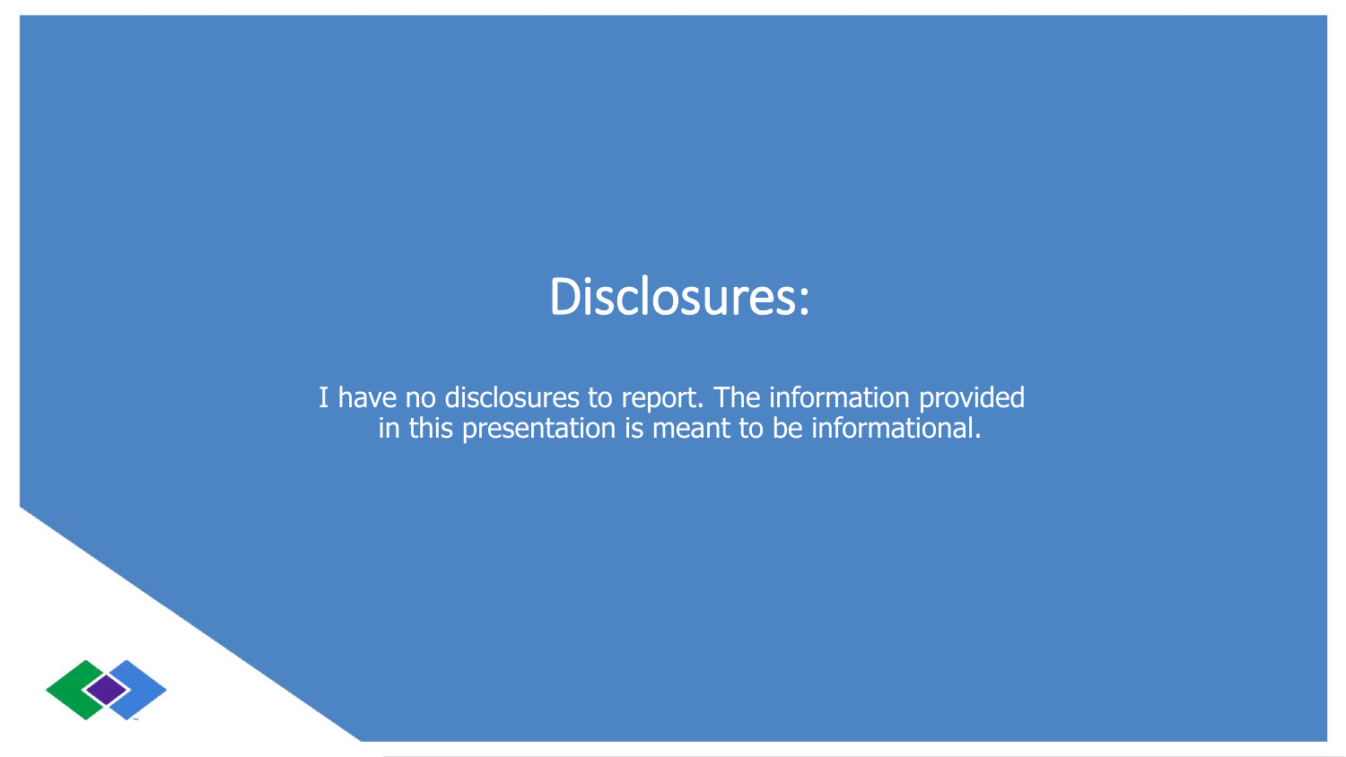# Disclosures:

I have no disclosures to report. The information provided in this presentation is meant to be informational.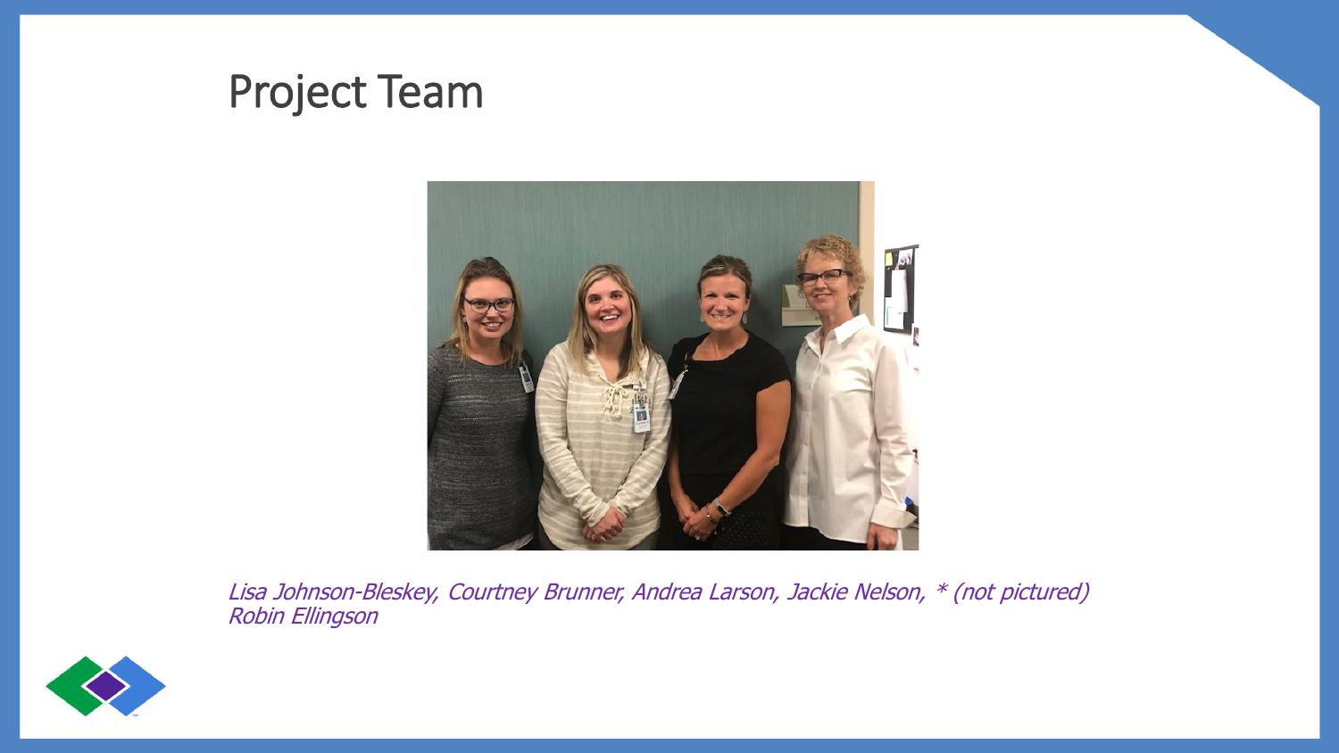# Project Team

*Lisa Johnson-Bleskey, Courtney Brunner, Andrea Larson, Jackie Nelson, * (not pictured) Robin Ellingson*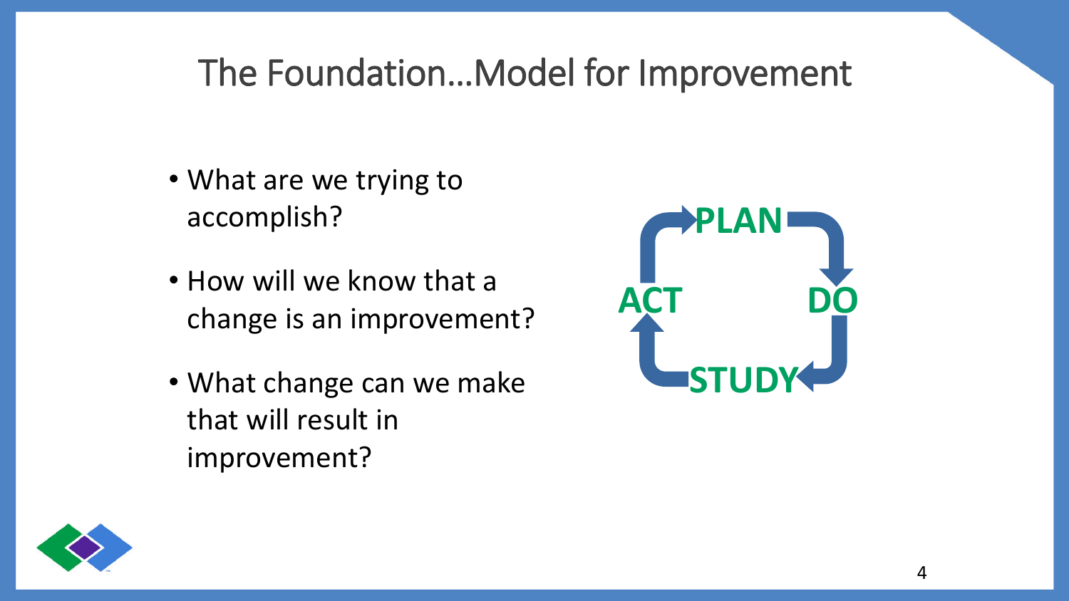# The Foundation…Model for Improvement

- What are we trying to accomplish?
- How will we know that a change is an improvement?
- What change can we make that will result in improvement?

PLAN → DO → STUDY → ACT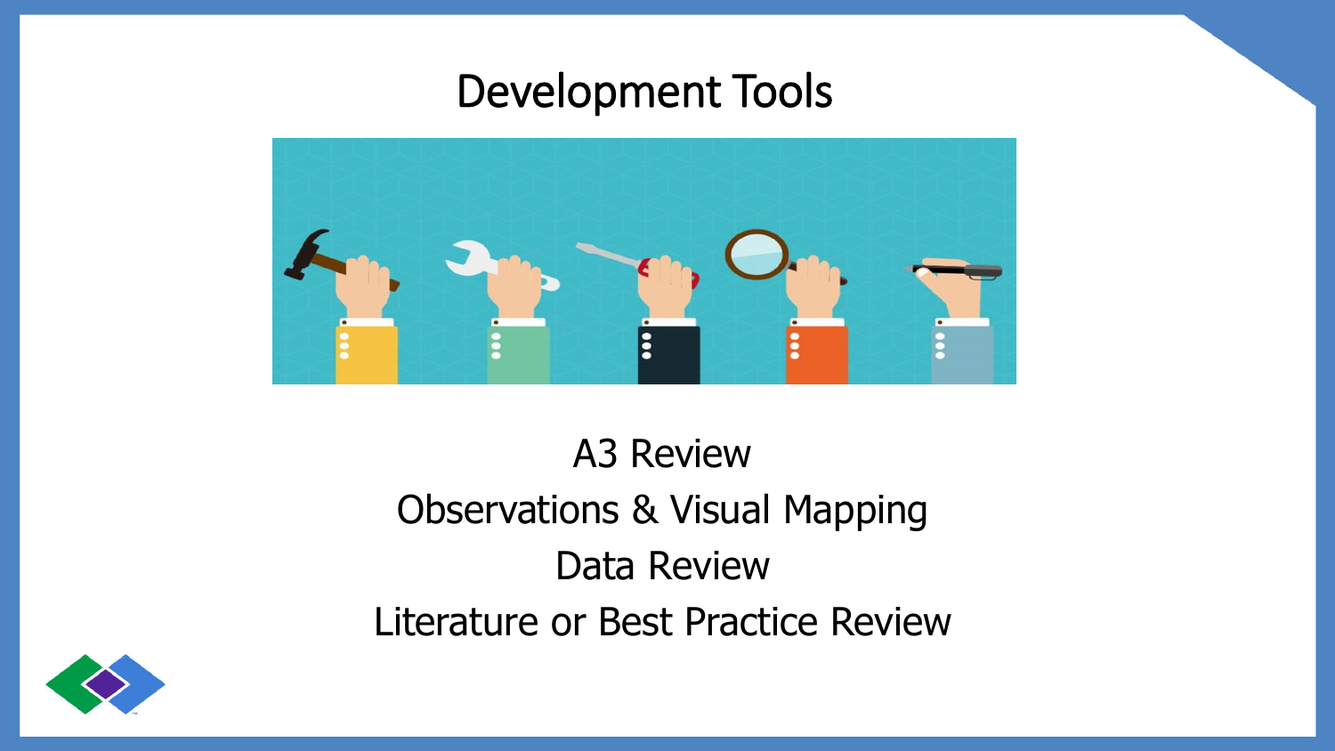# Development Tools

A3 Review

Observations & Visual Mapping

Data Review

Literature or Best Practice Review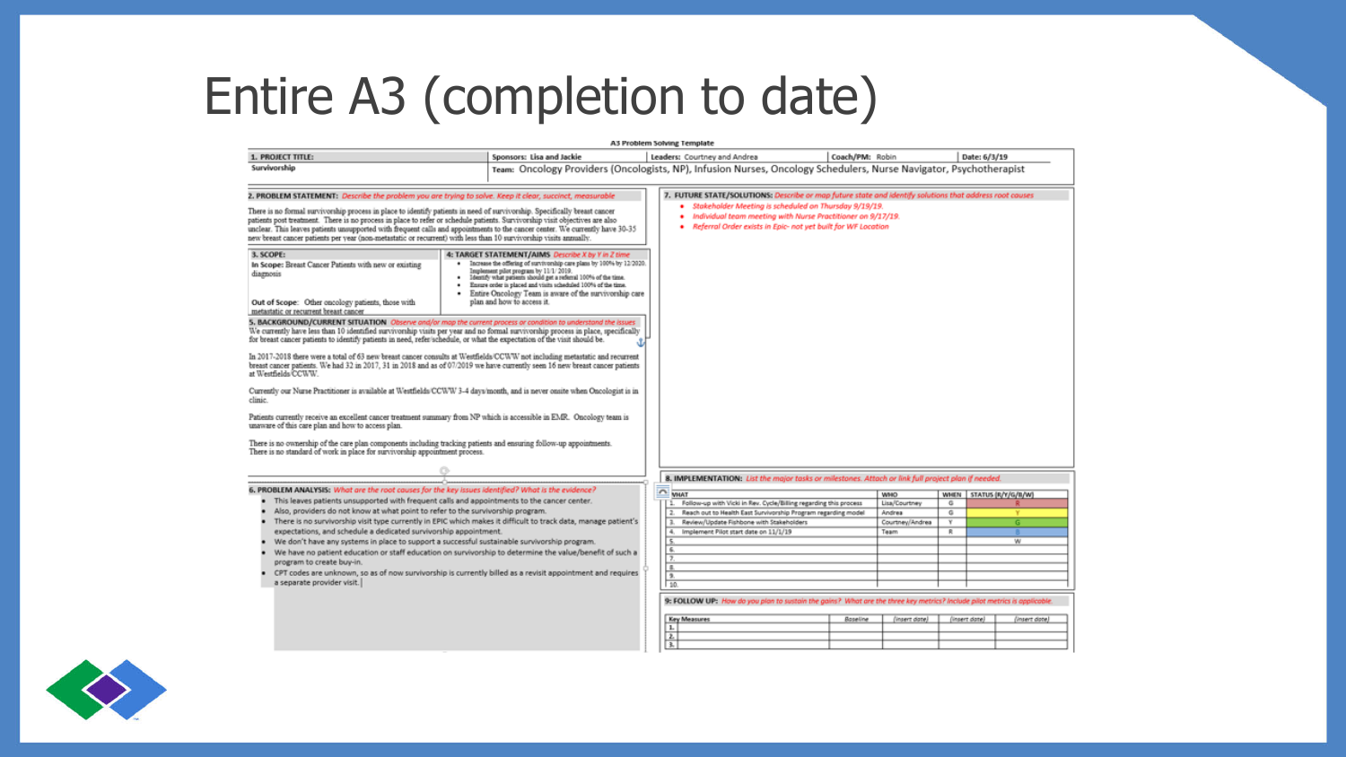# Entire A3 (completion to date)

A3 Problem Solving Template

| 1. PROJECT TITLE: | Sponsors: Lisa and Jackie | Leaders: Courtney and Andrea | Coach/PM: Robin | Date: 6/3/19 |
|---|---|---|---|---|
| Survivorship | Team: Oncology Providers (Oncologists, NP), Infusion Nurses, Oncology Schedulers, Nurse Navigator, Psychotherapist | | | |

**2. PROBLEM STATEMENT:** *Describe the problem you are trying to solve. Keep it clear, succinct, measurable*

There is no formal survivorship process in place to identify patients in need of survivorship. Specifically breast cancer patients post treatment. There is no process in place to refer or schedule patients. Survivorship visit objectives are also unclear. This leaves patients unsupported with frequent calls and appointments to the cancer center. We currently have 30-35 new breast cancer patients per year (non-metastatic or recurrent) with less than 10 survivorship visits annually.

**3. SCOPE:**

In Scope: Breast Cancer Patients with new or existing diagnosis

Out of Scope: Other oncology patients, those with metastatic or recurrent breast cancer

**4: TARGET STATEMENT/AIMS** *Describe X by Y in Z time*

- Increase the offering of survivorship care plans by 100% by 12/2020. Implement pilot program by 11/1/2019.
- Identify what patients should get a referral 100% of the time.
- Ensure order is placed and visits scheduled 100% of the time.
- Entire Oncology Team is aware of the survivorship care plan and how to access it.

**5. BACKGROUND/CURRENT SITUATION** *Observe and/or map the current process or condition to understand the issues*

We currently have less than 10 identified survivorship visits per year and no formal survivorship process in place, specifically for breast cancer patients to identify patients in need, refer/schedule, or what the expectation of the visit should be.

In 2017-2018 there were a total of 63 new breast cancer consults at Westfields/CCWW not including metastatic and recurrent breast cancer patients. We had 32 in 2017, 31 in 2018 and as of 07/2019 we have currently seen 16 new breast cancer patients at Westfields/CCWW.

Currently our Nurse Practitioner is available at Westfields/CCWW 3-4 days/month, and is never onsite when Oncologist is in clinic.

Patients currently receive an excellent cancer treatment summary from NP which is accessible in EMR. Oncology team is unaware of this care plan and how to access plan.

There is no ownership of the care plan components including tracking patients and ensuring follow-up appointments. There is no standard of work in place for survivorship appointment process.

**6. PROBLEM ANALYSIS:** *What are the root causes for the key issues identified? What is the evidence?*

- This leaves patients unsupported with frequent calls and appointments to the cancer center.
- Also, providers do not know at what point to refer to the survivorship program.
- There is no survivorship visit type currently in EPIC which makes it difficult to track data, manage patient's expectations, and schedule a dedicated survivorship appointment.
- We don't have any systems in place to support a successful sustainable survivorship program.
- We have no patient education or staff education on survivorship to determine the value/benefit of such a program to create buy-in.
- CPT codes are unknown, so as of now survivorship is currently billed as a revisit appointment and requires a separate provider visit.

**7. FUTURE STATE/SOLUTIONS:** *Describe or map future state and identify solutions that address root causes*

- *Stakeholder Meeting is scheduled on Thursday 9/19/19.*
- *Individual team meeting with Nurse Practitioner on 9/17/19.*
- *Referral Order exists in Epic- not yet built for WF Location*

**8. IMPLEMENTATION:** *List the major tasks or milestones. Attach or link full project plan if needed.*

| WHAT | WHO | WHEN | STATUS (R/Y/G/B/W) |
|---|---|---|---|
| 1. Follow-up with Vicki in Rev. Cycle/Billing regarding this process | Lisa/Courtney | G | R |
| 2. Reach out to Health East Survivorship Program regarding model | Andrea | G | Y |
| 3. Review/Update Fishbone with Stakeholders | Courtney/Andrea | Y | G |
| 4. Implement Pilot start date on 11/1/19 | Team | R | B |
| 5. | | | W |
| 6. | | | |
| 7. | | | |
| 8. | | | |
| 9. | | | |
| 10. | | | |

**9: FOLLOW UP:** *How do you plan to sustain the gains? What are the three key metrics? Include pilot metrics is applicable.*

| Key Measures | Baseline | (insert date) | (insert date) | (insert date) |
|---|---|---|---|---|
| 1. | | | | |
| 2. | | | | |
| 3. | | | | |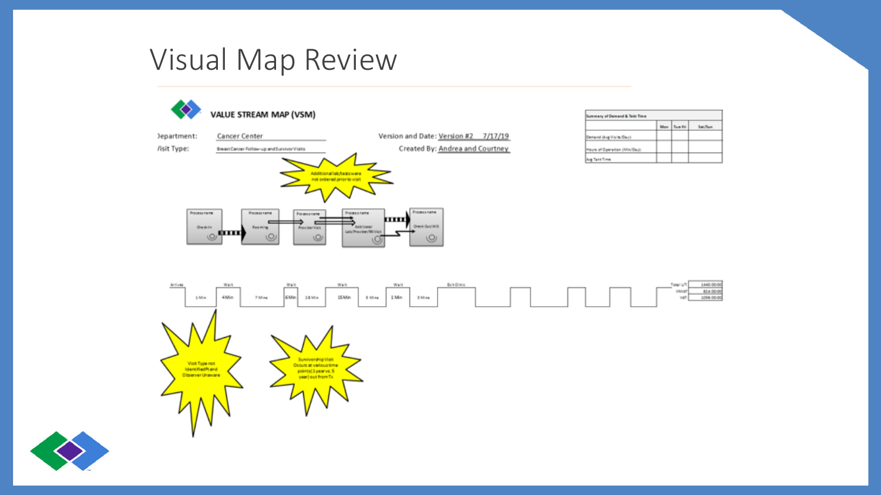# Visual Map Review

**VALUE STREAM MAP (VSM)**

Department: Cancer Center

Visit Type: Breast Cancer Follow-up and Survivor Visits

Version and Date: Version #2 7/17/19

Created By: Andrea and Courtney

| Summary of Demand & Takt Time | Mon | Tue-Fri | Sat/Sun |
|---|---|---|---|
| Demand (Avg Visits/Day): | | | |
| Hours of Operation (Min/Day): | | | |
| Avg Takt Time: | | | |

Additional lab/tests were not ordered prior to visit

Process name: Check-In → Process name: Rooming → Process name: Provider Visit → Process name: Additional Lab/Provider/RN Visit → Process name: Check Out/AVS

| Arrives | | Wait | | Wait | | Wait | | Wait | | Exit Clinic |
|---|---|---|---|---|---|---|---|---|---|---|
| | 1 Min | 4 Min | 7 Mins | 6 Min | 18 Min | 15 Min | 3 Mins | 1 Min | 3 Mins | |

| | |
|---|---|
| Total LT | 1440:00:00 |
| VNVAT | 624:00:00 |
| VAT | 1056:00:00 |

Visit Type not Identified/Pt and Observer Unaware

Survivorship Visit Occurs at various time points (1 year vs. 5 year) out from Tx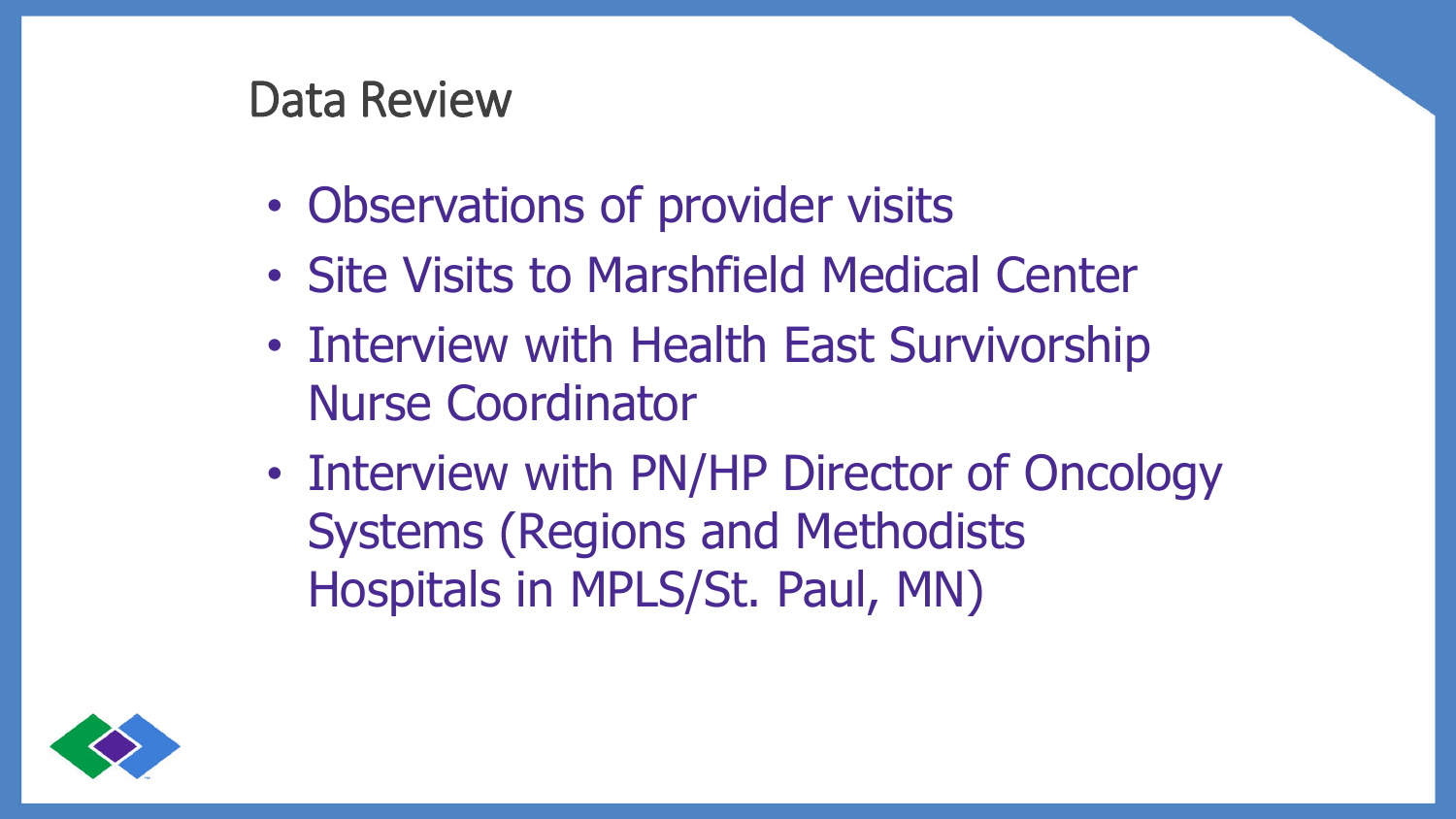## Data Review

- Observations of provider visits
- Site Visits to Marshfield Medical Center
- Interview with Health East Survivorship Nurse Coordinator
- Interview with PN/HP Director of Oncology Systems (Regions and Methodists Hospitals in MPLS/St. Paul, MN)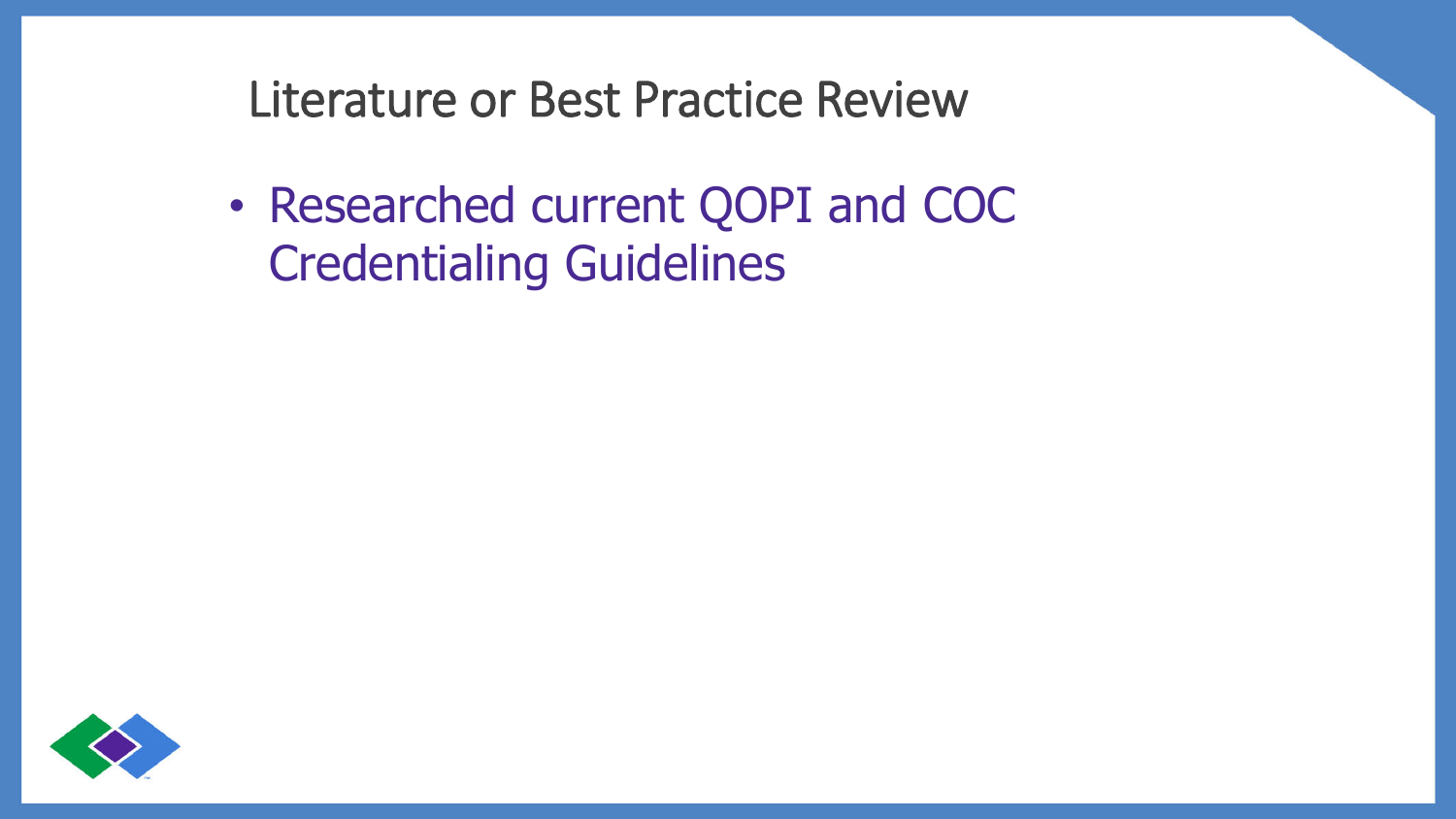# Literature or Best Practice Review

- Researched current QOPI and COC Credentialing Guidelines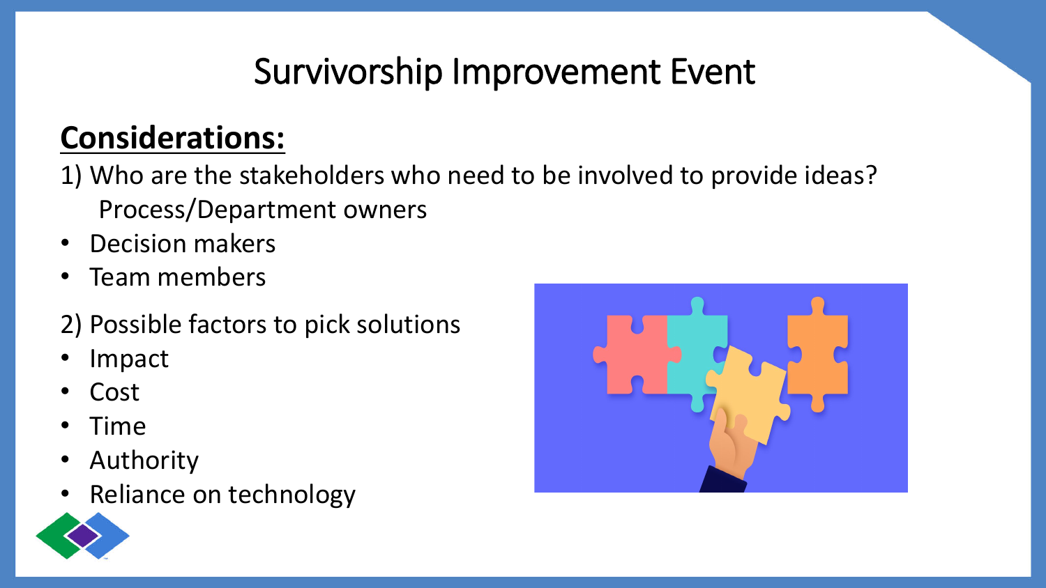# Survivorship Improvement Event

## **Considerations:**

1) Who are the stakeholders who need to be involved to provide ideas?
   Process/Department owners
- Decision makers
- Team members

2) Possible factors to pick solutions
- Impact
- Cost
- Time
- Authority
- Reliance on technology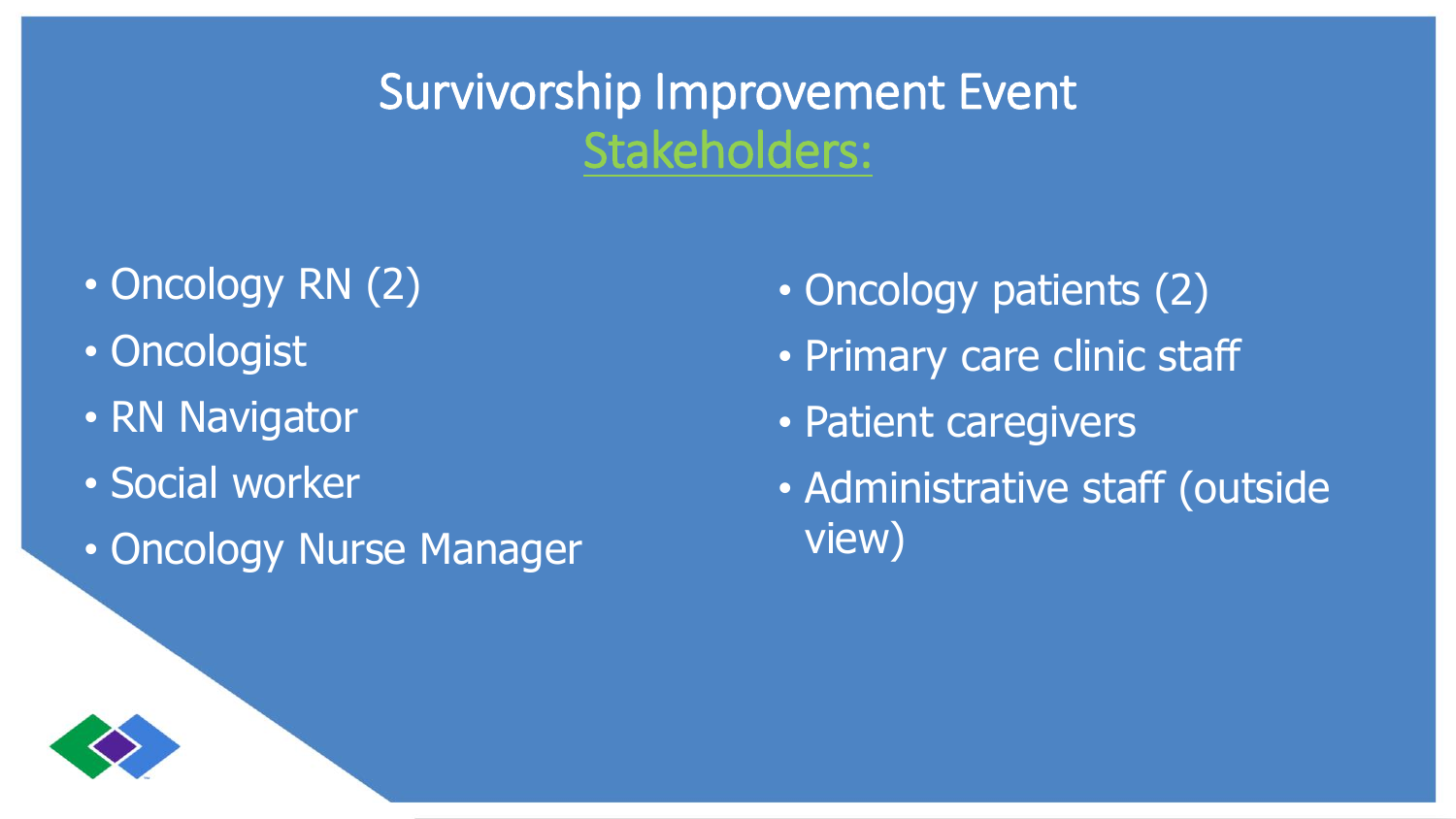# Survivorship Improvement Event

## Stakeholders:

- Oncology RN (2)
- Oncologist
- RN Navigator
- Social worker
- Oncology Nurse Manager
- Oncology patients (2)
- Primary care clinic staff
- Patient caregivers
- Administrative staff (outside view)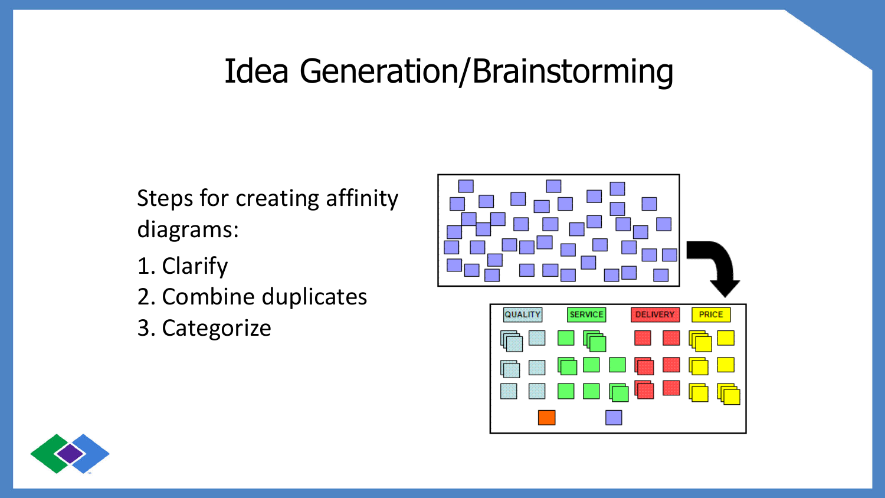# Idea Generation/Brainstorming

Steps for creating affinity diagrams:

1. Clarify
2. Combine duplicates
3. Categorize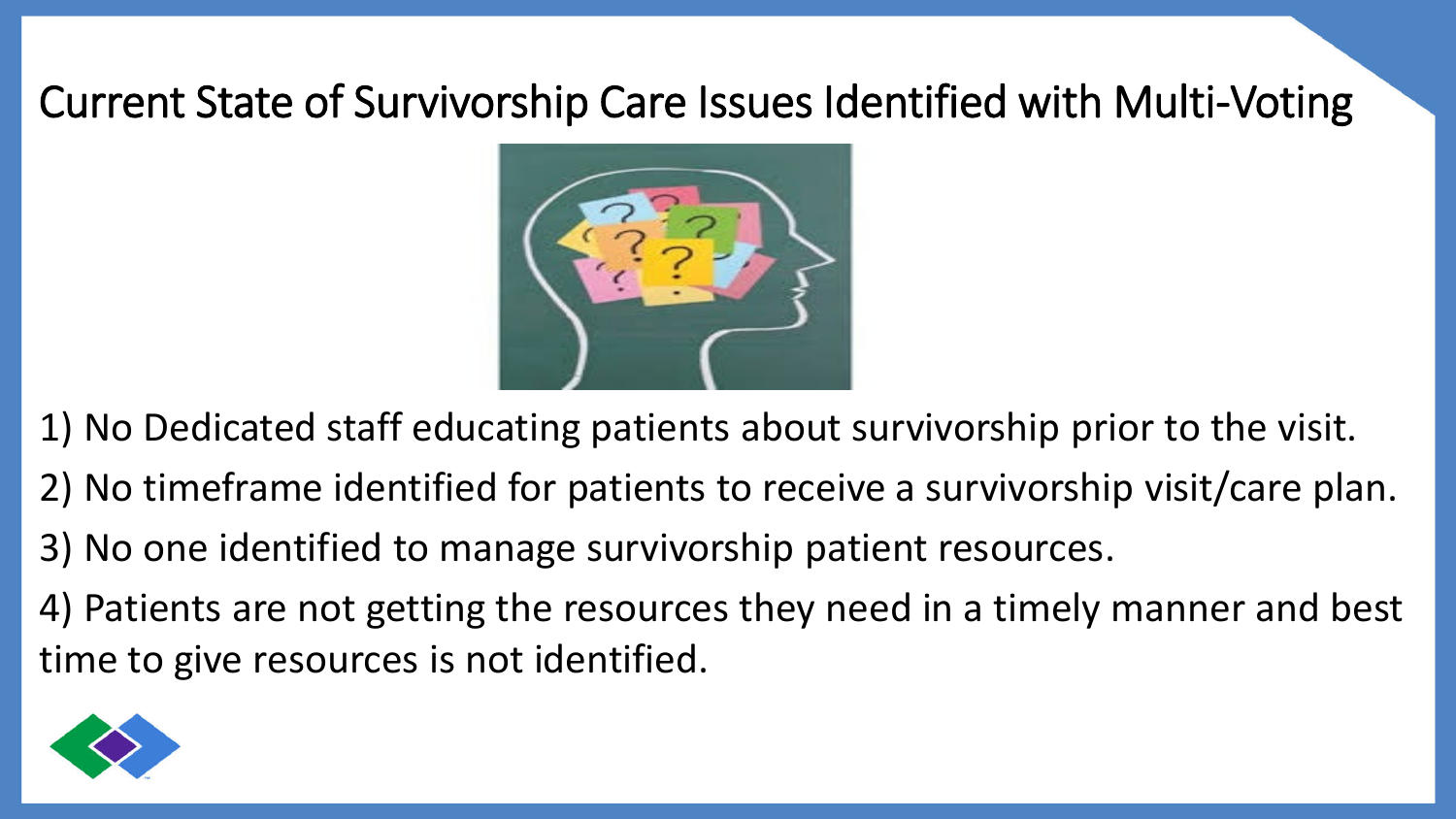# Current State of Survivorship Care Issues Identified with Multi-Voting

1) No Dedicated staff educating patients about survivorship prior to the visit.

2) No timeframe identified for patients to receive a survivorship visit/care plan.

3) No one identified to manage survivorship patient resources.

4) Patients are not getting the resources they need in a timely manner and best time to give resources is not identified.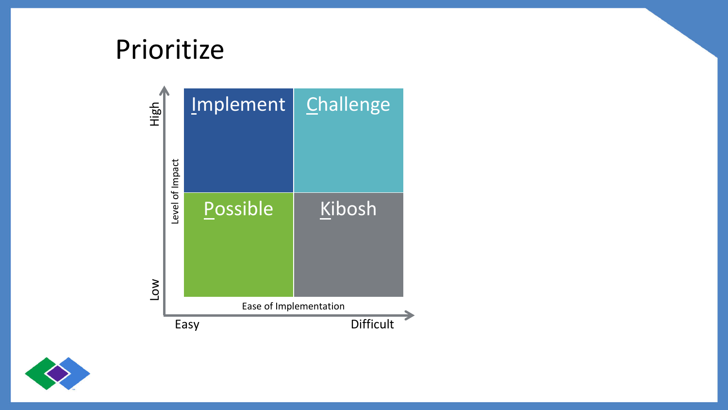# Prioritize

| Level of Impact | Easy | Difficult |
|---|---|---|
| High | Implement | Challenge |
| Low | Possible | Kibosh |

Ease of Implementation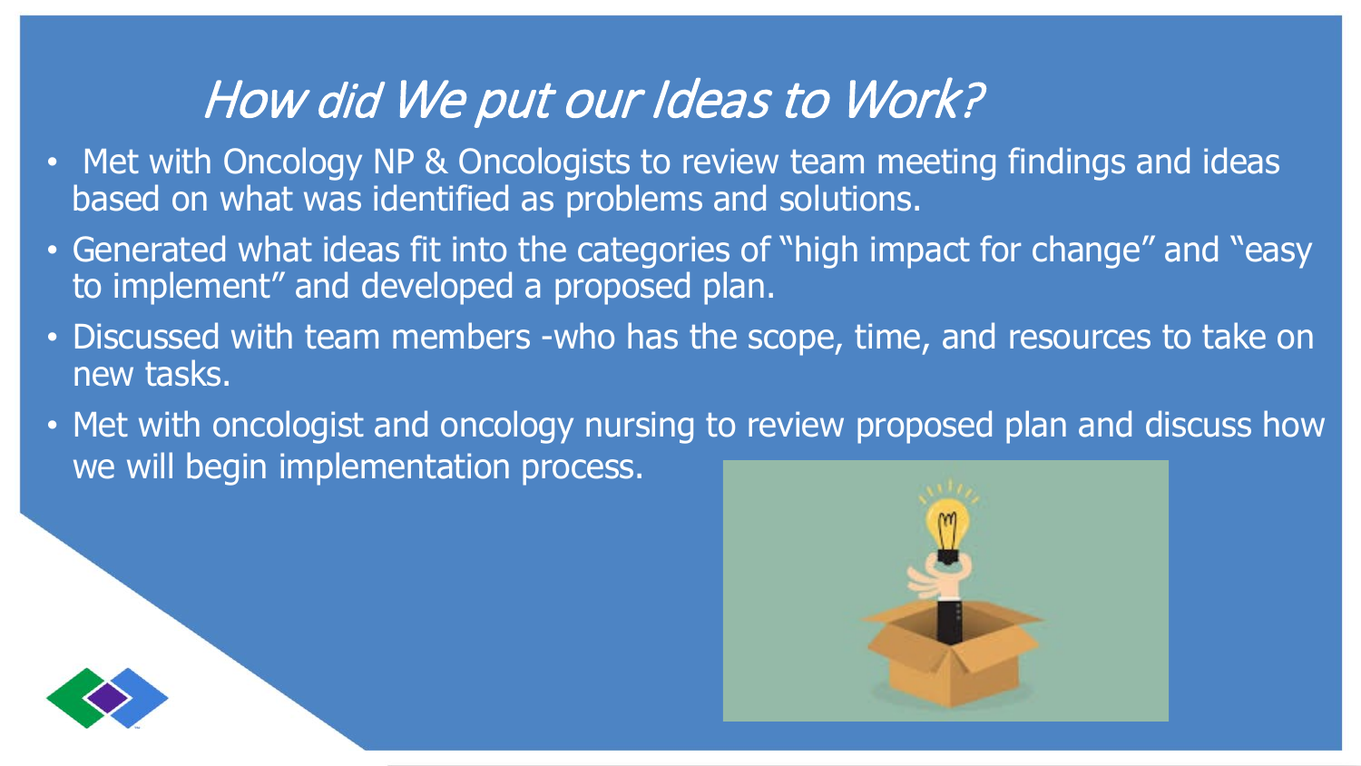# *How did We put our Ideas to Work?*

- Met with Oncology NP & Oncologists to review team meeting findings and ideas based on what was identified as problems and solutions.
- Generated what ideas fit into the categories of "high impact for change" and "easy to implement" and developed a proposed plan.
- Discussed with team members -who has the scope, time, and resources to take on new tasks.
- Met with oncologist and oncology nursing to review proposed plan and discuss how we will begin implementation process.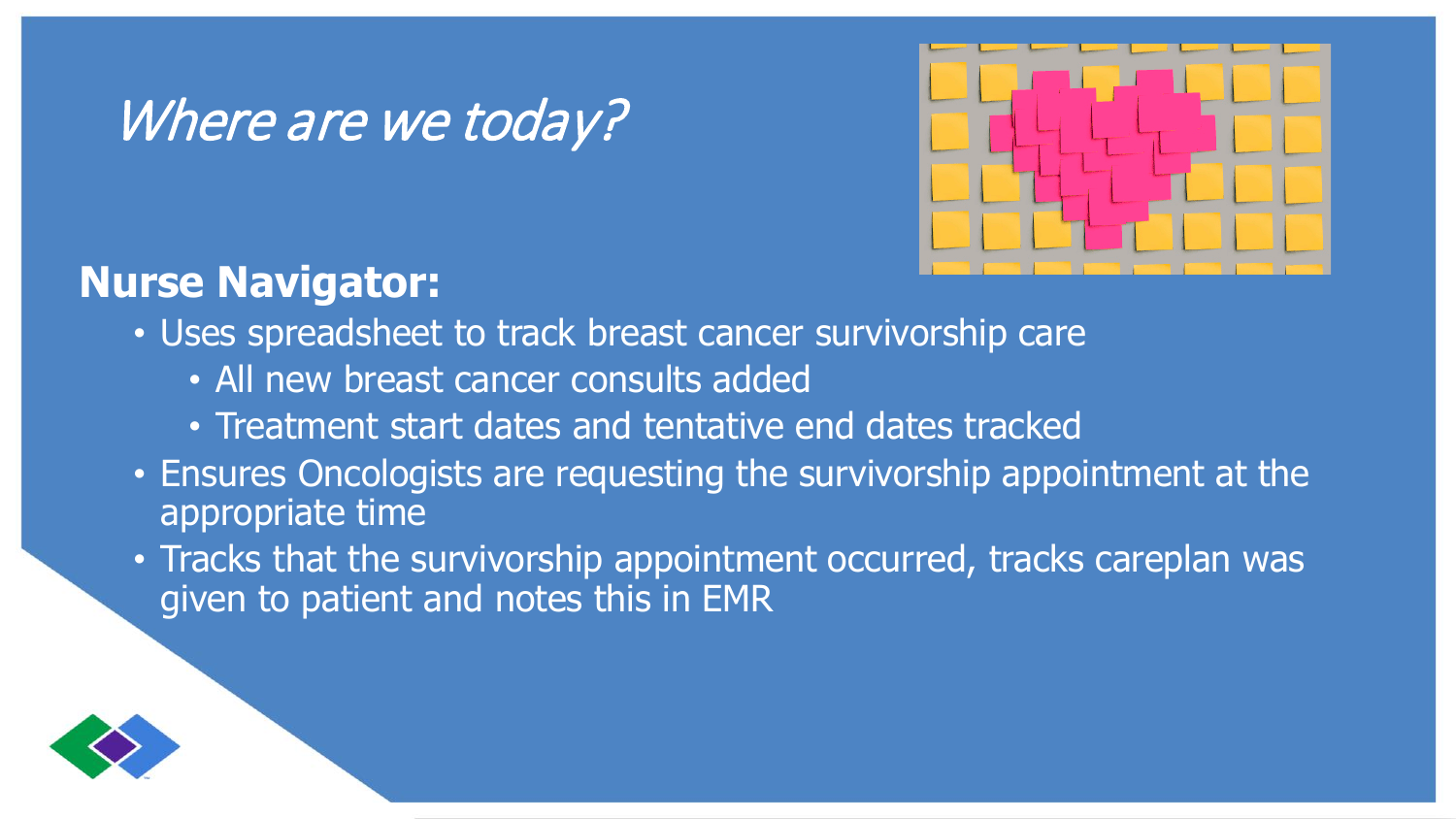# *Where are we today?*

**Nurse Navigator:**

- Uses spreadsheet to track breast cancer survivorship care
    - All new breast cancer consults added
    - Treatment start dates and tentative end dates tracked
- Ensures Oncologists are requesting the survivorship appointment at the appropriate time
- Tracks that the survivorship appointment occurred, tracks careplan was given to patient and notes this in EMR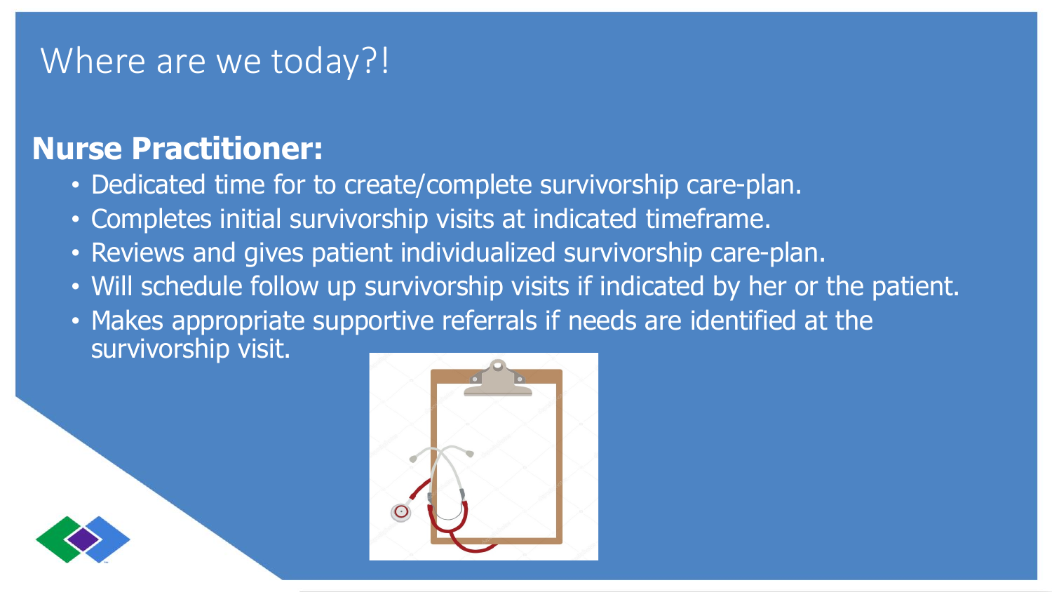# Where are we today?!

## Nurse Practitioner:

- Dedicated time for to create/complete survivorship care-plan.
- Completes initial survivorship visits at indicated timeframe.
- Reviews and gives patient individualized survivorship care-plan.
- Will schedule follow up survivorship visits if indicated by her or the patient.
- Makes appropriate supportive referrals if needs are identified at the survivorship visit.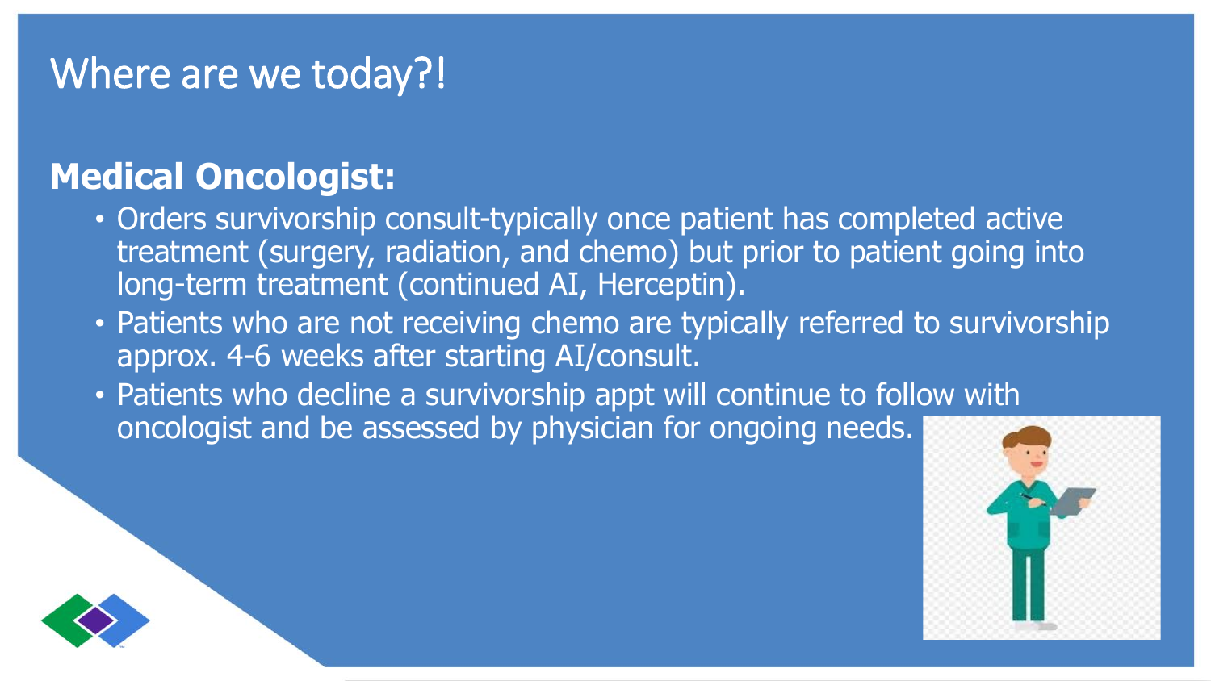# Where are we today?!

## Medical Oncologist:

- Orders survivorship consult-typically once patient has completed active treatment (surgery, radiation, and chemo) but prior to patient going into long-term treatment (continued AI, Herceptin).
- Patients who are not receiving chemo are typically referred to survivorship approx. 4-6 weeks after starting AI/consult.
- Patients who decline a survivorship appt will continue to follow with oncologist and be assessed by physician for ongoing needs.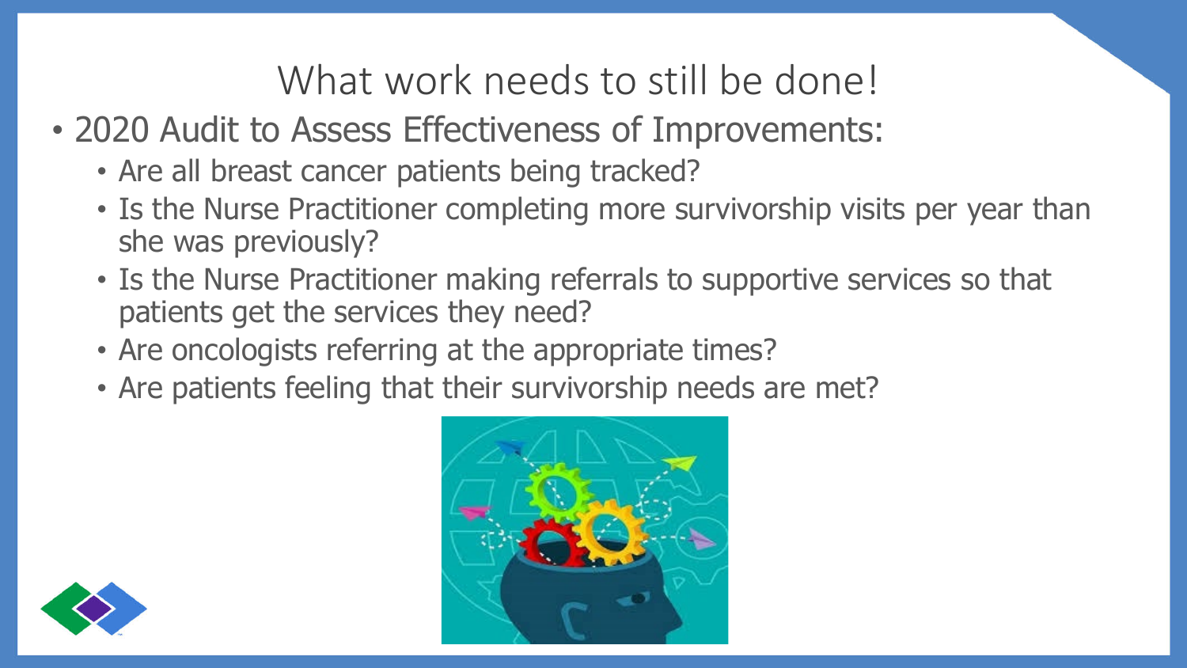# What work needs to still be done!

- 2020 Audit to Assess Effectiveness of Improvements:
  - Are all breast cancer patients being tracked?
  - Is the Nurse Practitioner completing more survivorship visits per year than she was previously?
  - Is the Nurse Practitioner making referrals to supportive services so that patients get the services they need?
  - Are oncologists referring at the appropriate times?
  - Are patients feeling that their survivorship needs are met?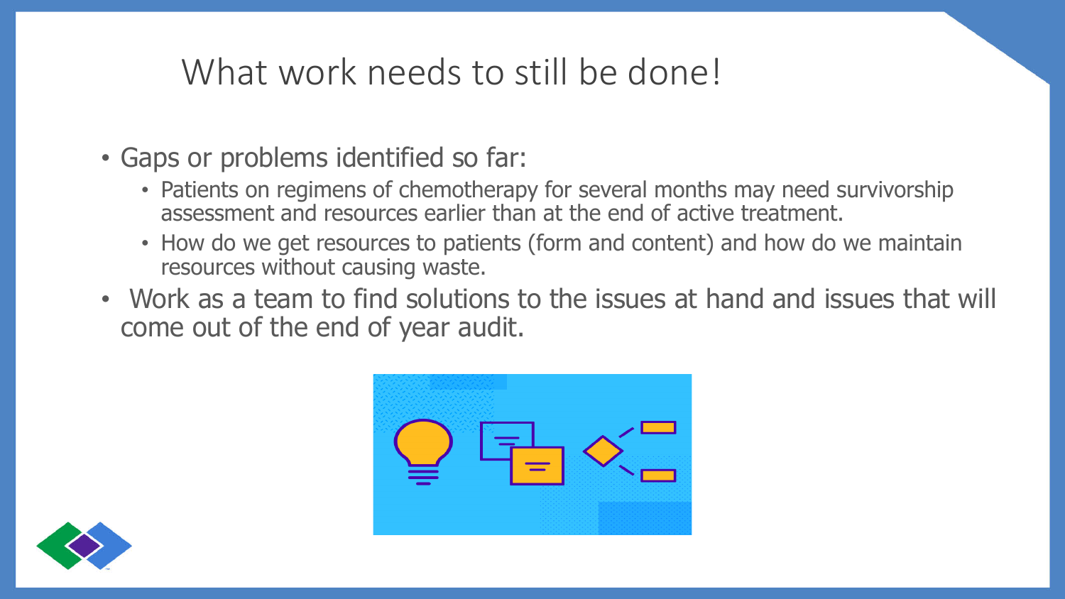# What work needs to still be done!

- Gaps or problems identified so far:
  - Patients on regimens of chemotherapy for several months may need survivorship assessment and resources earlier than at the end of active treatment.
  - How do we get resources to patients (form and content) and how do we maintain resources without causing waste.
- Work as a team to find solutions to the issues at hand and issues that will come out of the end of year audit.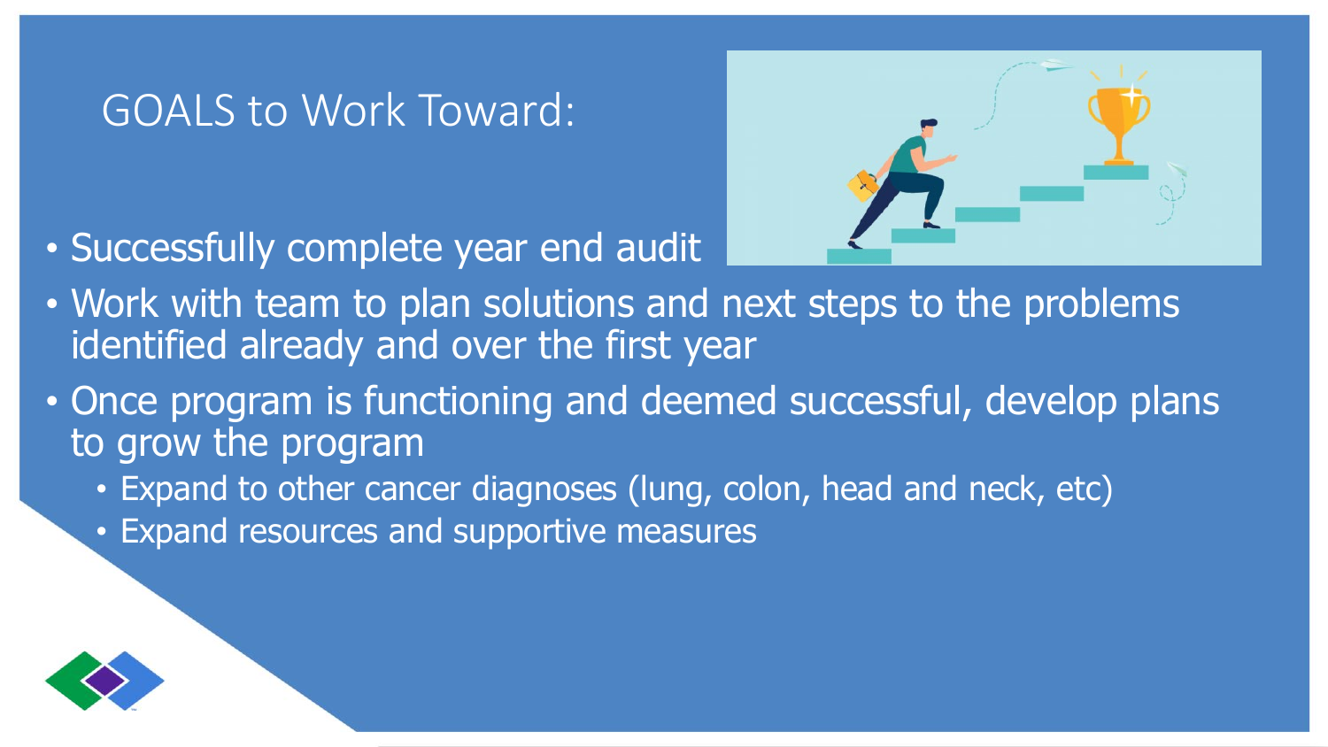# GOALS to Work Toward:

- Successfully complete year end audit
- Work with team to plan solutions and next steps to the problems identified already and over the first year
- Once program is functioning and deemed successful, develop plans to grow the program
  - Expand to other cancer diagnoses (lung, colon, head and neck, etc)
  - Expand resources and supportive measures